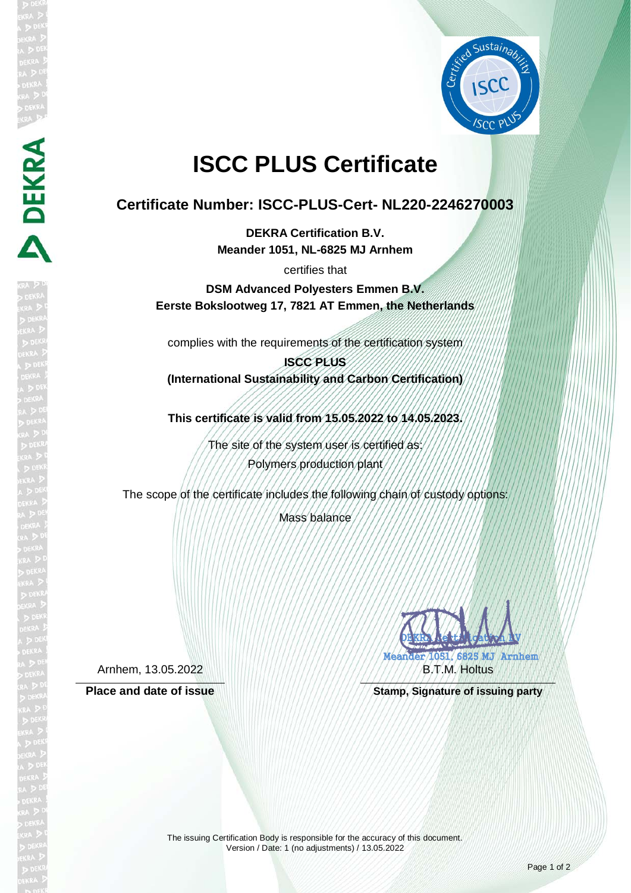# ISCC PLUS Certificate

## Certificate Number: ISCC-PLUS-Cert- NL220-2246270003

**DEKRA Certification B.V.**
**Meander 1051, NL-6825 MJ Arnhem**

certifies that

**DSM Advanced Polyesters Emmen B.V.**
**Eerste Bokslootweg 17, 7821 AT Emmen, the Netherlands**

complies with the requirements of the certification system

**ISCC PLUS**
**(International Sustainability and Carbon Certification)**

**This certificate is valid from 15.05.2022 to 14.05.2023.**

The site of the system user is certified as:
Polymers production plant

The scope of the certificate includes the following chain of custody options:
Mass balance

Arnhem, 13.05.2022

**Place and date of issue**

DEKRA Certification BV
Meander 1051, 6825 MJ Arnhem
B.T.M. Holtus

**Stamp, Signature of issuing party**

The issuing Certification Body is responsible for the accuracy of this document.
Version / Date: 1 (no adjustments) / 13.05.2022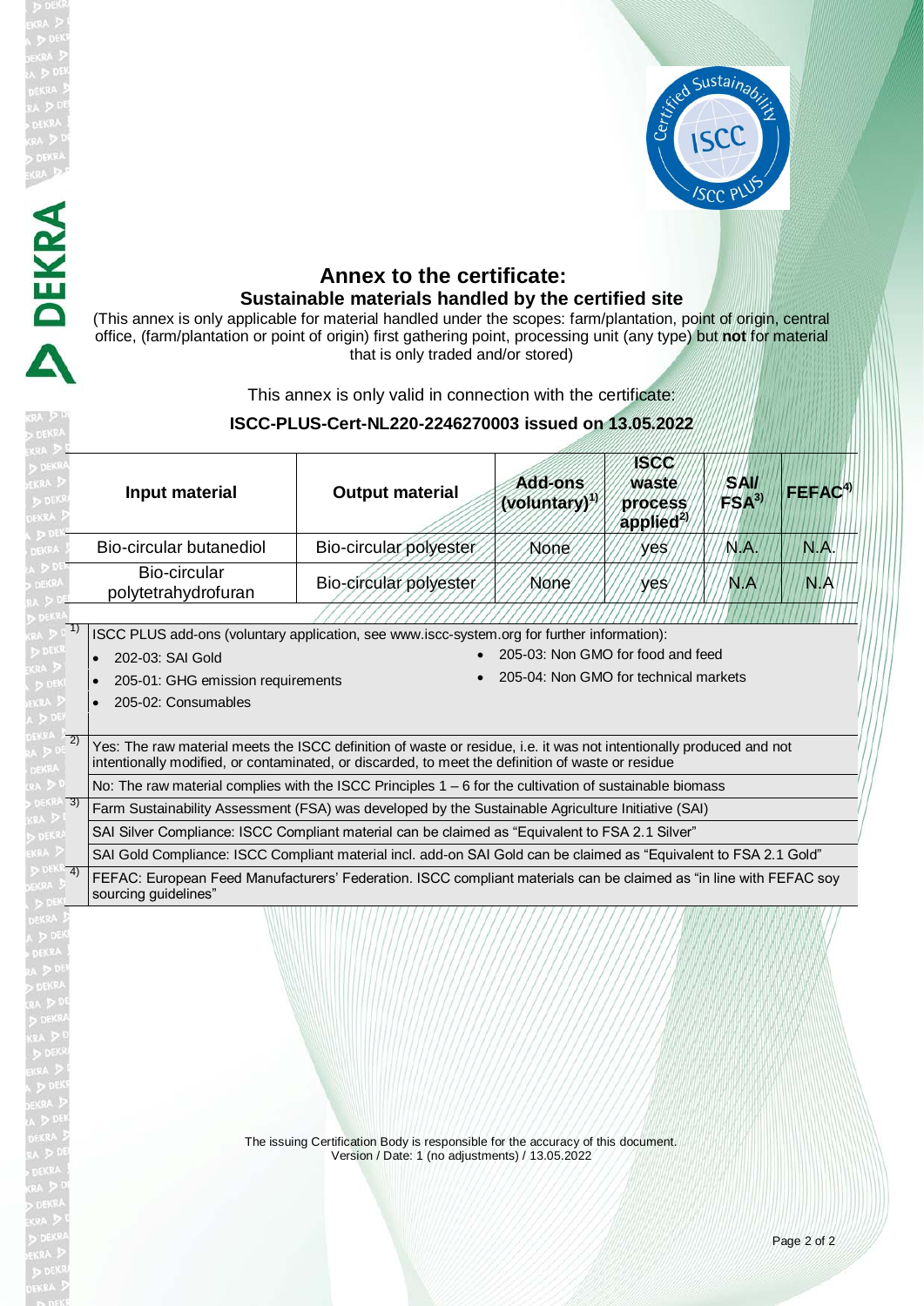# Annex to the certificate:

## Sustainable materials handled by the certified site

(This annex is only applicable for material handled under the scopes: farm/plantation, point of origin, central office, (farm/plantation or point of origin) first gathering point, processing unit (any type) but **not** for material that is only traded and/or stored)

This annex is only valid in connection with the certificate:

**ISCC-PLUS-Cert-NL220-2246270003 issued on 13.05.2022**

| Input material | Output material | Add-ons (voluntary)[1] | ISCC waste process applied[2] | SAI/ FSA[3] | FEFAC[4] |
|---|---|---|---|---|---|
| Bio-circular butanediol | Bio-circular polyester | None | yes | N.A. | N.A. |
| Bio-circular polytetrahydrofuran | Bio-circular polyester | None | yes | N.A | N.A |

1) ISCC PLUS add-ons (voluntary application, see www.iscc-system.org for further information):
- 202-03: SAI Gold
- 205-01: GHG emission requirements
- 205-02: Consumables
- 205-03: Non GMO for food and feed
- 205-04: Non GMO for technical markets

2) Yes: The raw material meets the ISCC definition of waste or residue, i.e. it was not intentionally produced and not intentionally modified, or contaminated, or discarded, to meet the definition of waste or residue

No: The raw material complies with the ISCC Principles 1 – 6 for the cultivation of sustainable biomass

3) Farm Sustainability Assessment (FSA) was developed by the Sustainable Agriculture Initiative (SAI)

SAI Silver Compliance: ISCC Compliant material can be claimed as "Equivalent to FSA 2.1 Silver"

SAI Gold Compliance: ISCC Compliant material incl. add-on SAI Gold can be claimed as "Equivalent to FSA 2.1 Gold"

4) FEFAC: European Feed Manufacturers' Federation. ISCC compliant materials can be claimed as "in line with FEFAC soy sourcing guidelines"

The issuing Certification Body is responsible for the accuracy of this document.
Version / Date: 1 (no adjustments) / 13.05.2022